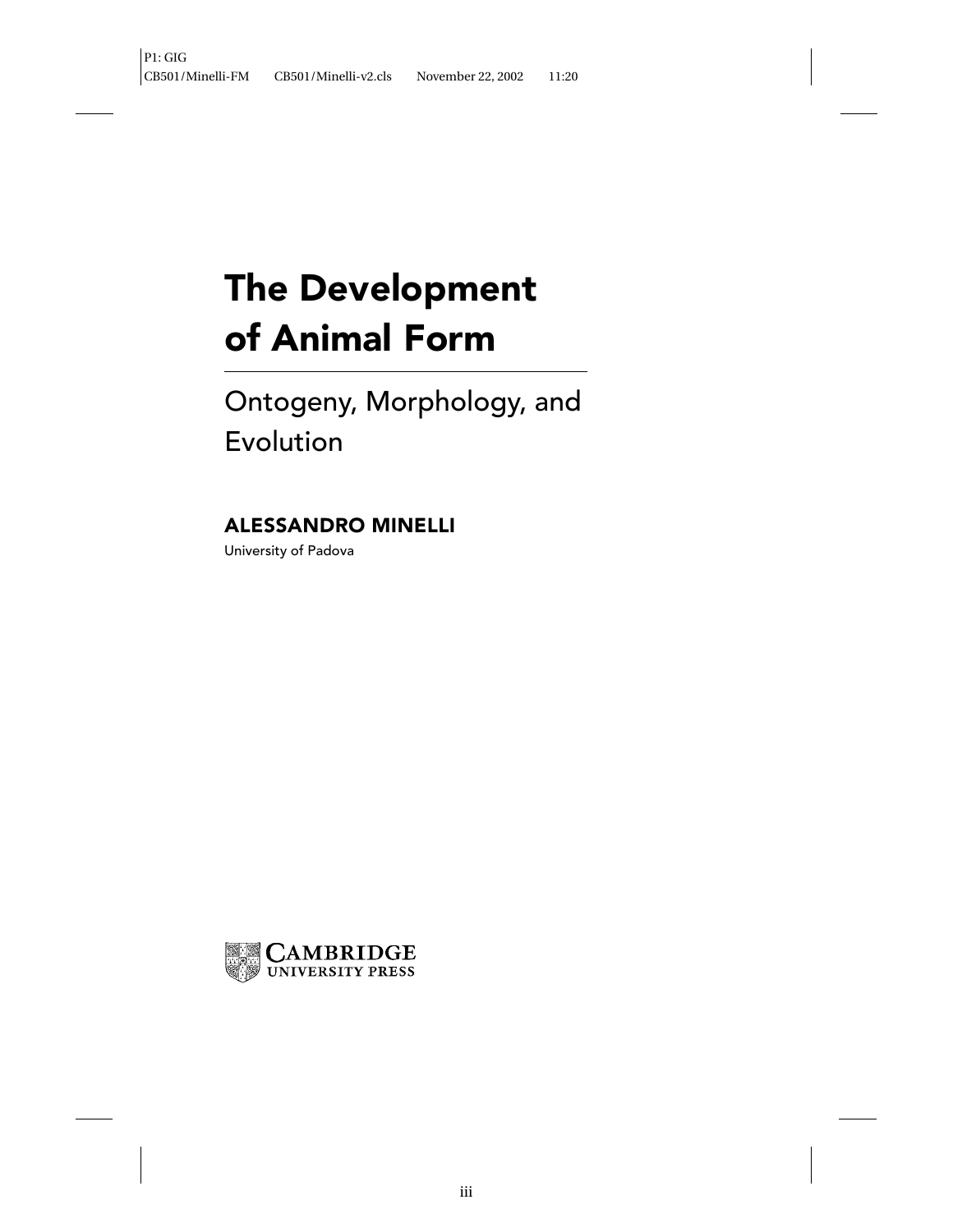# The Development of Animal Form

## Ontogeny, Morphology, and Evolution

**ALESSANDRO MINELLI**

University of Padova

CAMBRIDGE UNIVERSITY PRESS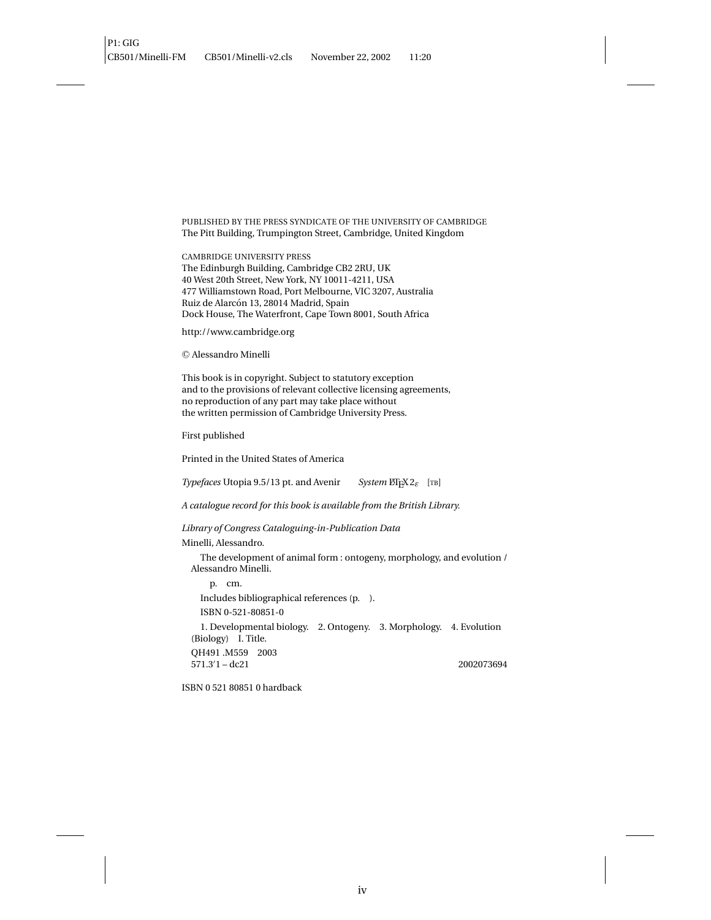PUBLISHED BY THE PRESS SYNDICATE OF THE UNIVERSITY OF CAMBRIDGE
The Pitt Building, Trumpington Street, Cambridge, United Kingdom

CAMBRIDGE UNIVERSITY PRESS
The Edinburgh Building, Cambridge CB2 2RU, UK
40 West 20th Street, New York, NY 10011-4211, USA
477 Williamstown Road, Port Melbourne, VIC 3207, Australia
Ruiz de Alarcón 13, 28014 Madrid, Spain
Dock House, The Waterfront, Cape Town 8001, South Africa

http://www.cambridge.org

© Alessandro Minelli

This book is in copyright. Subject to statutory exception
and to the provisions of relevant collective licensing agreements,
no reproduction of any part may take place without
the written permission of Cambridge University Press.

First published

Printed in the United States of America

*Typefaces* Utopia 9.5/13 pt. and Avenir *System* $\LaTeX 2_\varepsilon$ [TB]

*A catalogue record for this book is available from the British Library.*

*Library of Congress Cataloguing-in-Publication Data*

Minelli, Alessandro.

The development of animal form : ontogeny, morphology, and evolution / Alessandro Minelli.

p. cm.

Includes bibliographical references (p. ).

ISBN 0-521-80851-0

1. Developmental biology. 2. Ontogeny. 3. Morphology. 4. Evolution (Biology) I. Title.

QH491 .M559 2003
571.3′1 – dc21 2002073694

ISBN 0 521 80851 0 hardback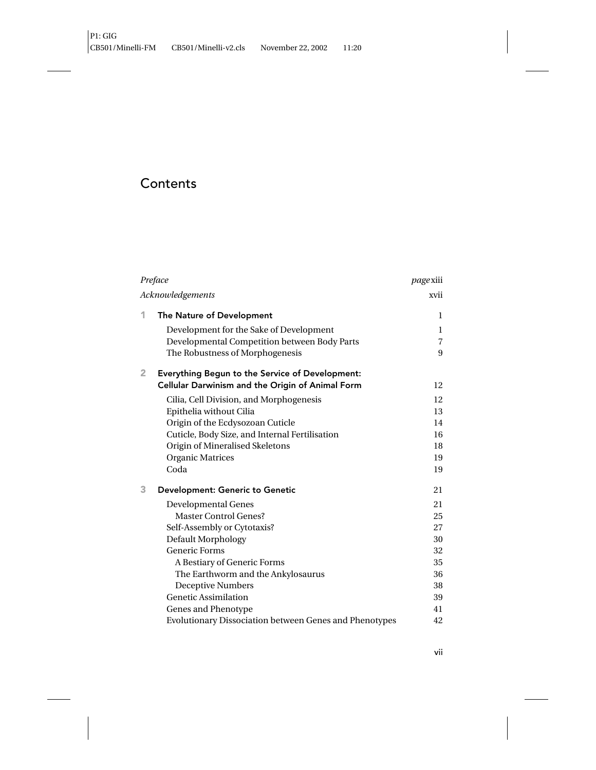# Contents

| | |
|---|---|
| *Preface* | *page* xiii |
| *Acknowledgements* | xvii |
| **1 The Nature of Development** | 1 |
| Development for the Sake of Development | 1 |
| Developmental Competition between Body Parts | 7 |
| The Robustness of Morphogenesis | 9 |
| **2 Everything Begun to the Service of Development: Cellular Darwinism and the Origin of Animal Form** | 12 |
| Cilia, Cell Division, and Morphogenesis | 12 |
| Epithelia without Cilia | 13 |
| Origin of the Ecdysozoan Cuticle | 14 |
| Cuticle, Body Size, and Internal Fertilisation | 16 |
| Origin of Mineralised Skeletons | 18 |
| Organic Matrices | 19 |
| Coda | 19 |
| **3 Development: Generic to Genetic** | 21 |
| Developmental Genes | 21 |
| Master Control Genes? | 25 |
| Self-Assembly or Cytotaxis? | 27 |
| Default Morphology | 30 |
| Generic Forms | 32 |
| A Bestiary of Generic Forms | 35 |
| The Earthworm and the Ankylosaurus | 36 |
| Deceptive Numbers | 38 |
| Genetic Assimilation | 39 |
| Genes and Phenotype | 41 |
| Evolutionary Dissociation between Genes and Phenotypes | 42 |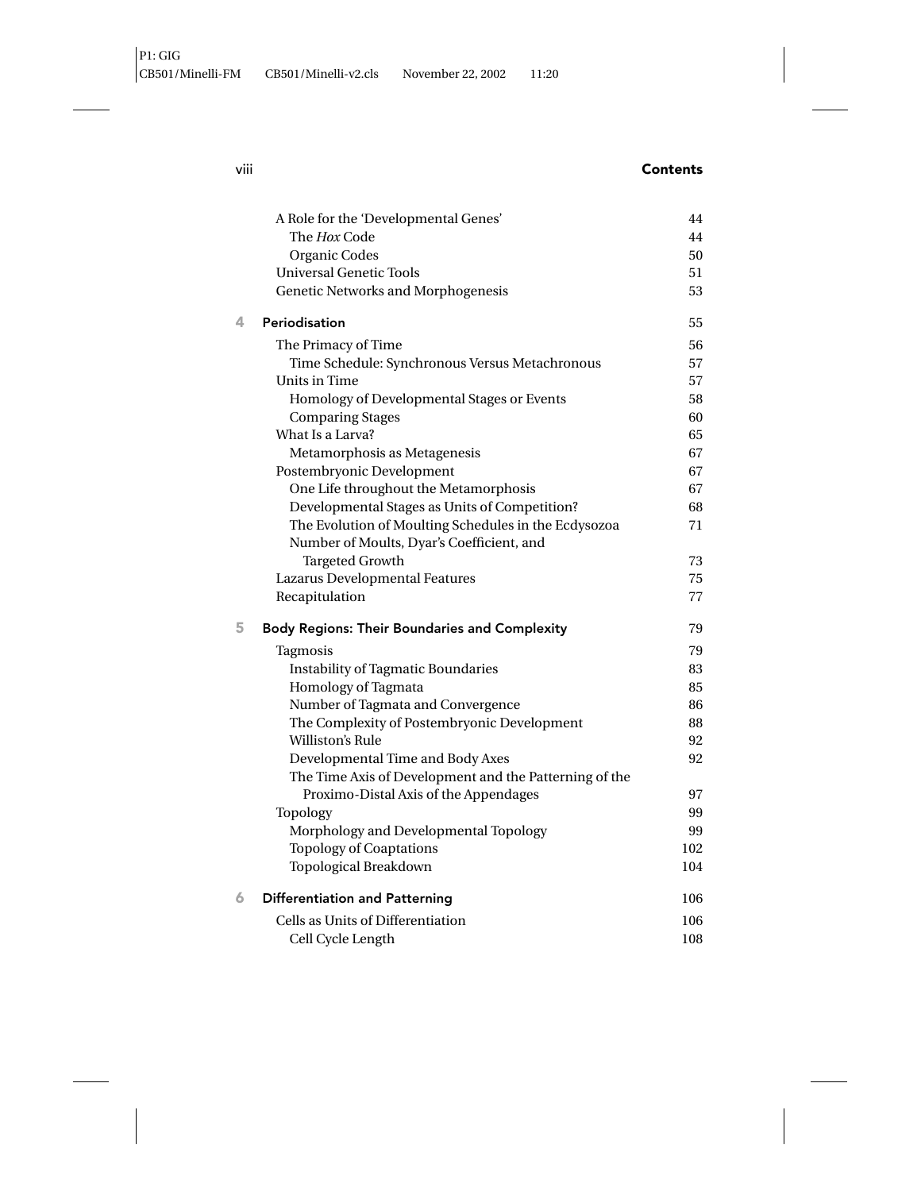A Role for the 'Developmental Genes' 44
The *Hox* Code 44
Organic Codes 50
Universal Genetic Tools 51
Genetic Networks and Morphogenesis 53

**4 Periodisation** 55

The Primacy of Time 56
Time Schedule: Synchronous Versus Metachronous 57
Units in Time 57
Homology of Developmental Stages or Events 58
Comparing Stages 60
What Is a Larva? 65
Metamorphosis as Metagenesis 67
Postembryonic Development 67
One Life throughout the Metamorphosis 67
Developmental Stages as Units of Competition? 68
The Evolution of Moulting Schedules in the Ecdysozoa 71
Number of Moults, Dyar's Coefficient, and Targeted Growth 73
Lazarus Developmental Features 75
Recapitulation 77

**5 Body Regions: Their Boundaries and Complexity** 79

Tagmosis 79
Instability of Tagmatic Boundaries 83
Homology of Tagmata 85
Number of Tagmata and Convergence 86
The Complexity of Postembryonic Development 88
Williston's Rule 92
Developmental Time and Body Axes 92
The Time Axis of Development and the Patterning of the Proximo-Distal Axis of the Appendages 97
Topology 99
Morphology and Developmental Topology 99
Topology of Coaptations 102
Topological Breakdown 104

**6 Differentiation and Patterning** 106

Cells as Units of Differentiation 106
Cell Cycle Length 108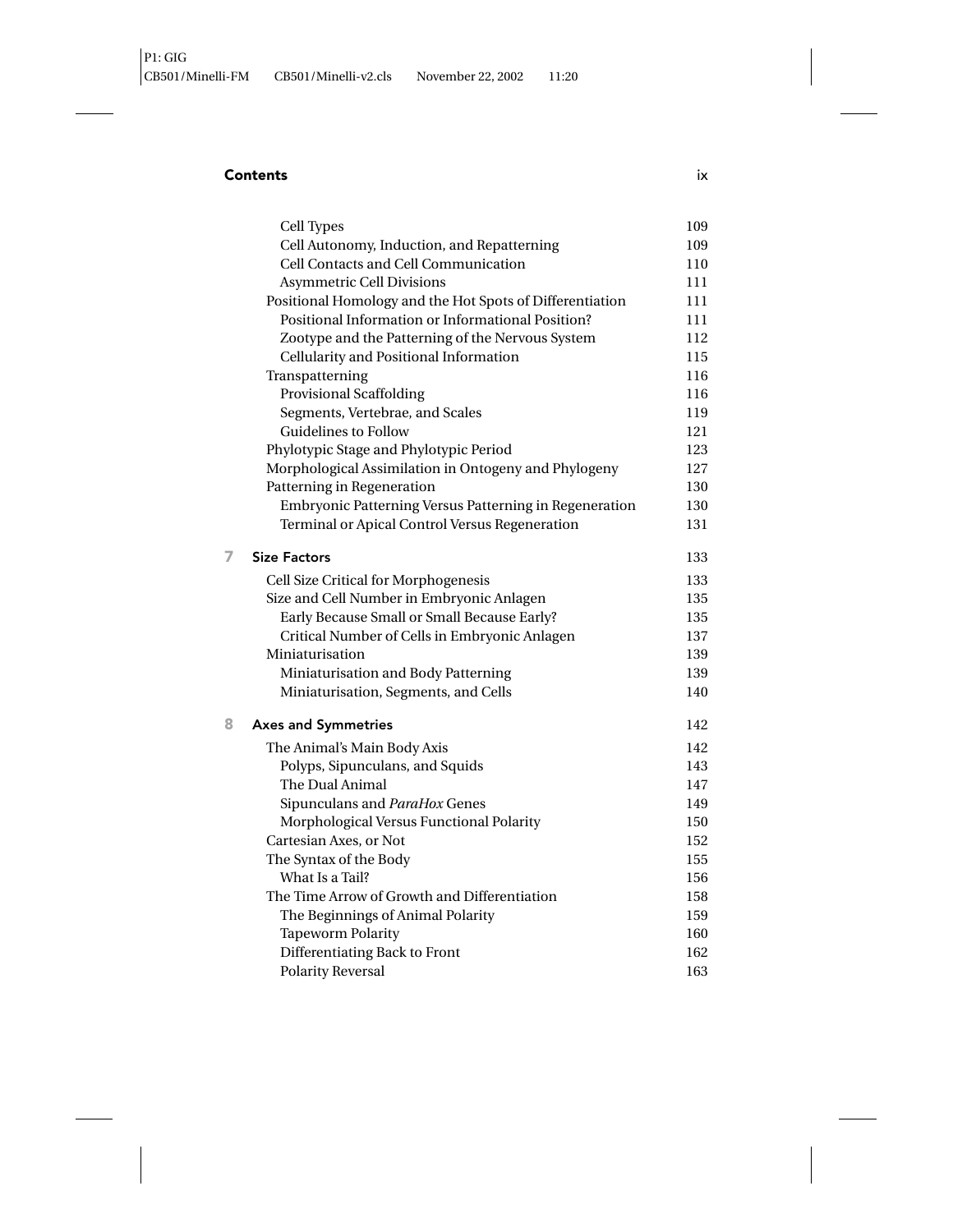## Contents

| | |
|---|---|
| Cell Types | 109 |
| Cell Autonomy, Induction, and Repatterning | 109 |
| Cell Contacts and Cell Communication | 110 |
| Asymmetric Cell Divisions | 111 |
| Positional Homology and the Hot Spots of Differentiation | 111 |
| Positional Information or Informational Position? | 111 |
| Zootype and the Patterning of the Nervous System | 112 |
| Cellularity and Positional Information | 115 |
| Transpatterning | 116 |
| Provisional Scaffolding | 116 |
| Segments, Vertebrae, and Scales | 119 |
| Guidelines to Follow | 121 |
| Phylotypic Stage and Phylotypic Period | 123 |
| Morphological Assimilation in Ontogeny and Phylogeny | 127 |
| Patterning in Regeneration | 130 |
| Embryonic Patterning Versus Patterning in Regeneration | 130 |
| Terminal or Apical Control Versus Regeneration | 131 |
| **7 Size Factors** | 133 |
| Cell Size Critical for Morphogenesis | 133 |
| Size and Cell Number in Embryonic Anlagen | 135 |
| Early Because Small or Small Because Early? | 135 |
| Critical Number of Cells in Embryonic Anlagen | 137 |
| Miniaturisation | 139 |
| Miniaturisation and Body Patterning | 139 |
| Miniaturisation, Segments, and Cells | 140 |
| **8 Axes and Symmetries** | 142 |
| The Animal's Main Body Axis | 142 |
| Polyps, Sipunculans, and Squids | 143 |
| The Dual Animal | 147 |
| Sipunculans and *ParaHox* Genes | 149 |
| Morphological Versus Functional Polarity | 150 |
| Cartesian Axes, or Not | 152 |
| The Syntax of the Body | 155 |
| What Is a Tail? | 156 |
| The Time Arrow of Growth and Differentiation | 158 |
| The Beginnings of Animal Polarity | 159 |
| Tapeworm Polarity | 160 |
| Differentiating Back to Front | 162 |
| Polarity Reversal | 163 |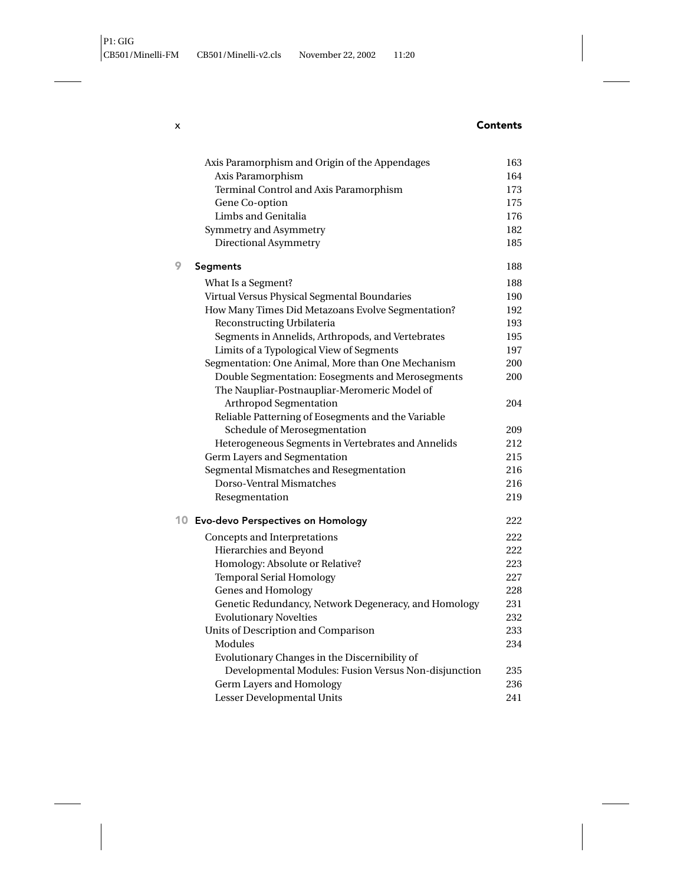| | |
|---|---|
| Axis Paramorphism and Origin of the Appendages | 163 |
| Axis Paramorphism | 164 |
| Terminal Control and Axis Paramorphism | 173 |
| Gene Co-option | 175 |
| Limbs and Genitalia | 176 |
| Symmetry and Asymmetry | 182 |
| Directional Asymmetry | 185 |
| **9 Segments** | 188 |
| What Is a Segment? | 188 |
| Virtual Versus Physical Segmental Boundaries | 190 |
| How Many Times Did Metazoans Evolve Segmentation? | 192 |
| Reconstructing Urbilateria | 193 |
| Segments in Annelids, Arthropods, and Vertebrates | 195 |
| Limits of a Typological View of Segments | 197 |
| Segmentation: One Animal, More than One Mechanism | 200 |
| Double Segmentation: Eosegments and Merosegments | 200 |
| The Naupliar-Postnaupliar-Meromeric Model of Arthropod Segmentation | 204 |
| Reliable Patterning of Eosegments and the Variable Schedule of Merosegmentation | 209 |
| Heterogeneous Segments in Vertebrates and Annelids | 212 |
| Germ Layers and Segmentation | 215 |
| Segmental Mismatches and Resegmentation | 216 |
| Dorso-Ventral Mismatches | 216 |
| Resegmentation | 219 |
| **10 Evo-devo Perspectives on Homology** | 222 |
| Concepts and Interpretations | 222 |
| Hierarchies and Beyond | 222 |
| Homology: Absolute or Relative? | 223 |
| Temporal Serial Homology | 227 |
| Genes and Homology | 228 |
| Genetic Redundancy, Network Degeneracy, and Homology | 231 |
| Evolutionary Novelties | 232 |
| Units of Description and Comparison | 233 |
| Modules | 234 |
| Evolutionary Changes in the Discernibility of Developmental Modules: Fusion Versus Non-disjunction | 235 |
| Germ Layers and Homology | 236 |
| Lesser Developmental Units | 241 |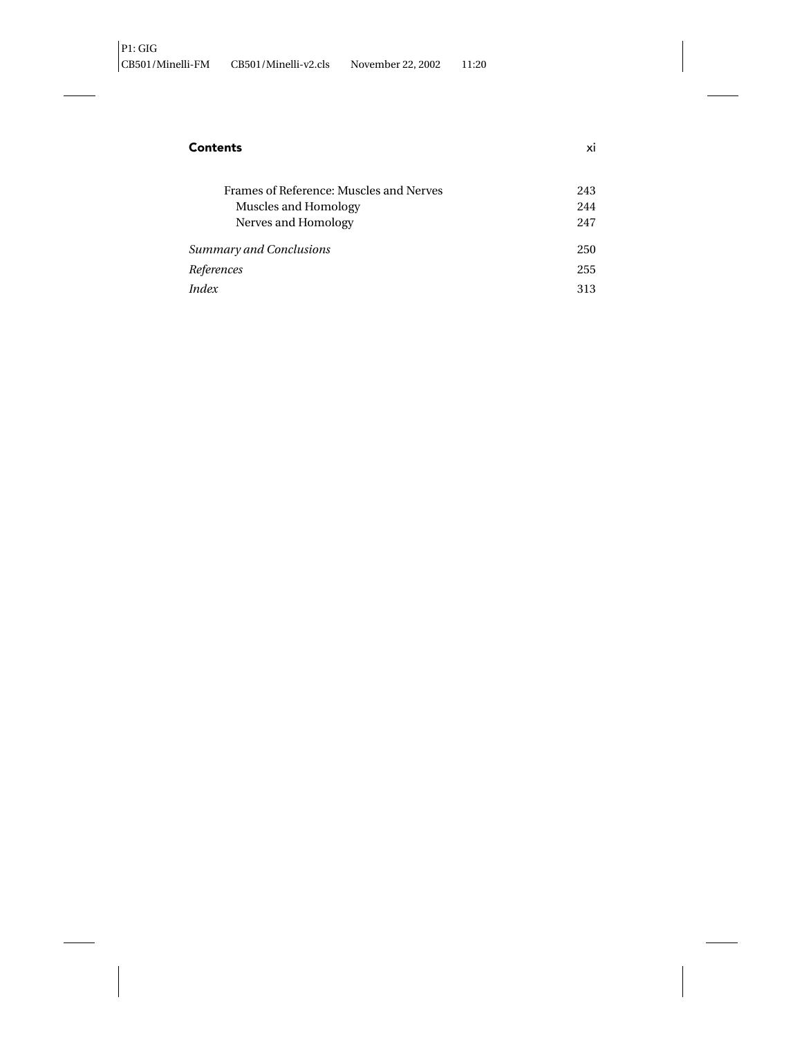Frames of Reference: Muscles and Nerves 243

Muscles and Homology 244

Nerves and Homology 247

*Summary and Conclusions* 250

*References* 255

*Index* 313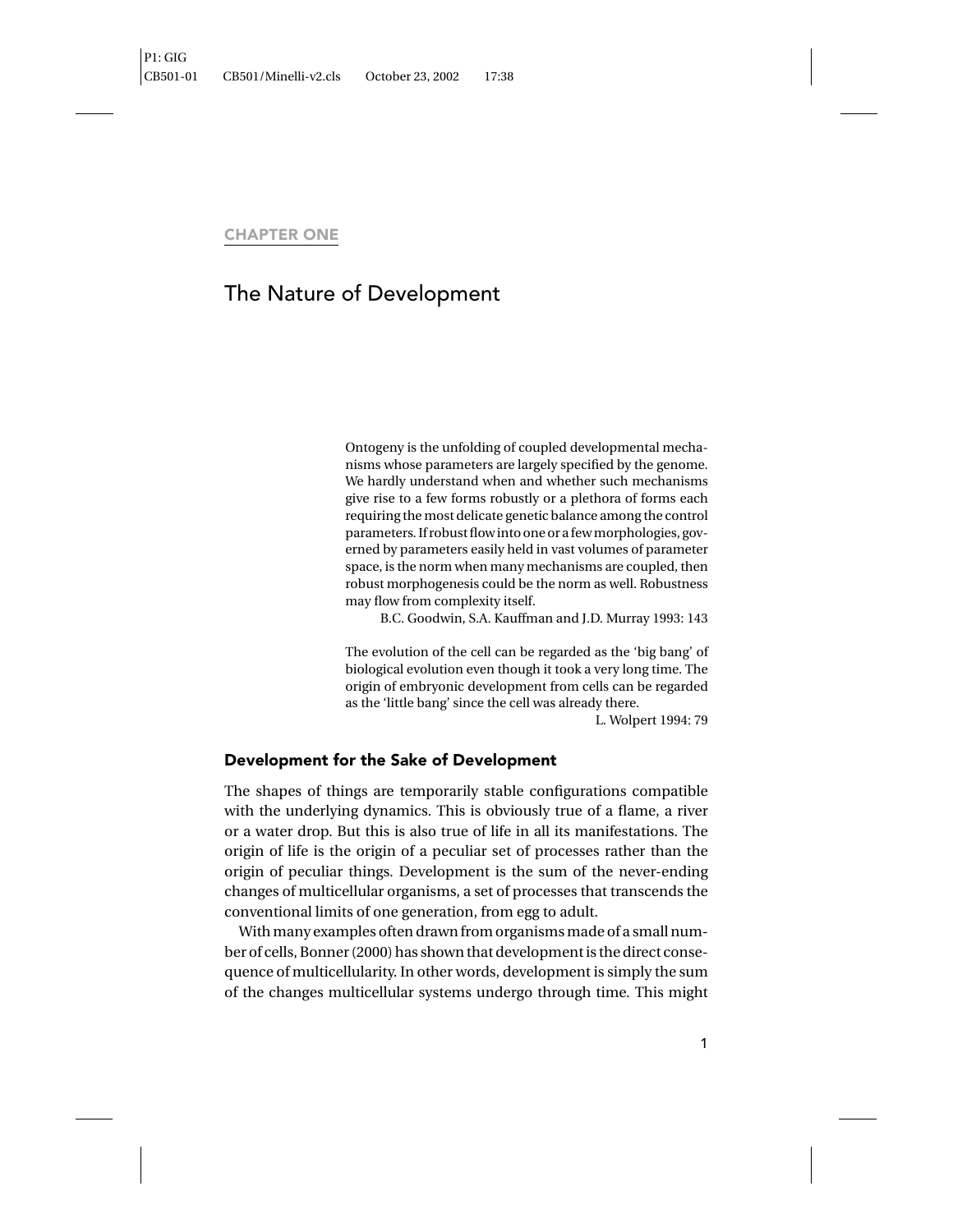CHAPTER ONE

# The Nature of Development

> Ontogeny is the unfolding of coupled developmental mechanisms whose parameters are largely specified by the genome. We hardly understand when and whether such mechanisms give rise to a few forms robustly or a plethora of forms each requiring the most delicate genetic balance among the control parameters. If robust flow into one or a few morphologies, governed by parameters easily held in vast volumes of parameter space, is the norm when many mechanisms are coupled, then robust morphogenesis could be the norm as well. Robustness may flow from complexity itself.
>
> B.C. Goodwin, S.A. Kauffman and J.D. Murray 1993: 143

> The evolution of the cell can be regarded as the 'big bang' of biological evolution even though it took a very long time. The origin of embryonic development from cells can be regarded as the 'little bang' since the cell was already there.
>
> L. Wolpert 1994: 79

## Development for the Sake of Development

The shapes of things are temporarily stable configurations compatible with the underlying dynamics. This is obviously true of a flame, a river or a water drop. But this is also true of life in all its manifestations. The origin of life is the origin of a peculiar set of processes rather than the origin of peculiar things. Development is the sum of the never-ending changes of multicellular organisms, a set of processes that transcends the conventional limits of one generation, from egg to adult.

With many examples often drawn from organisms made of a small number of cells, Bonner (2000) has shown that development is the direct consequence of multicellularity. In other words, development is simply the sum of the changes multicellular systems undergo through time. This might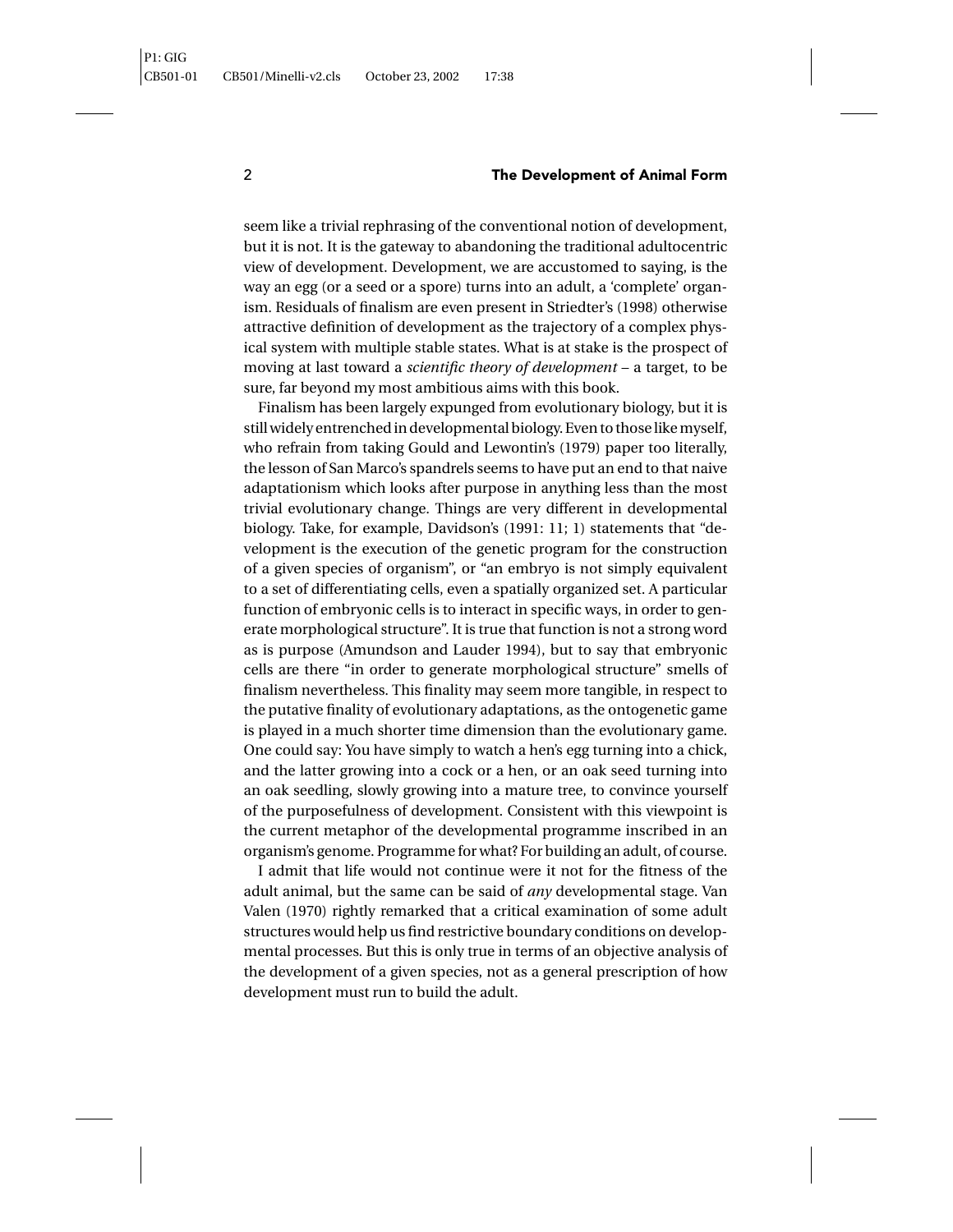seem like a trivial rephrasing of the conventional notion of development, but it is not. It is the gateway to abandoning the traditional adultocentric view of development. Development, we are accustomed to saying, is the way an egg (or a seed or a spore) turns into an adult, a 'complete' organism. Residuals of finalism are even present in Striedter's (1998) otherwise attractive definition of development as the trajectory of a complex physical system with multiple stable states. What is at stake is the prospect of moving at last toward a *scientific theory of development* – a target, to be sure, far beyond my most ambitious aims with this book.

Finalism has been largely expunged from evolutionary biology, but it is still widely entrenched in developmental biology. Even to those like myself, who refrain from taking Gould and Lewontin's (1979) paper too literally, the lesson of San Marco's spandrels seems to have put an end to that naive adaptationism which looks after purpose in anything less than the most trivial evolutionary change. Things are very different in developmental biology. Take, for example, Davidson's (1991: 11; 1) statements that "development is the execution of the genetic program for the construction of a given species of organism", or "an embryo is not simply equivalent to a set of differentiating cells, even a spatially organized set. A particular function of embryonic cells is to interact in specific ways, in order to generate morphological structure". It is true that function is not a strong word as is purpose (Amundson and Lauder 1994), but to say that embryonic cells are there "in order to generate morphological structure" smells of finalism nevertheless. This finality may seem more tangible, in respect to the putative finality of evolutionary adaptations, as the ontogenetic game is played in a much shorter time dimension than the evolutionary game. One could say: You have simply to watch a hen's egg turning into a chick, and the latter growing into a cock or a hen, or an oak seed turning into an oak seedling, slowly growing into a mature tree, to convince yourself of the purposefulness of development. Consistent with this viewpoint is the current metaphor of the developmental programme inscribed in an organism's genome. Programme for what? For building an adult, of course.

I admit that life would not continue were it not for the fitness of the adult animal, but the same can be said of *any* developmental stage. Van Valen (1970) rightly remarked that a critical examination of some adult structures would help us find restrictive boundary conditions on developmental processes. But this is only true in terms of an objective analysis of the development of a given species, not as a general prescription of how development must run to build the adult.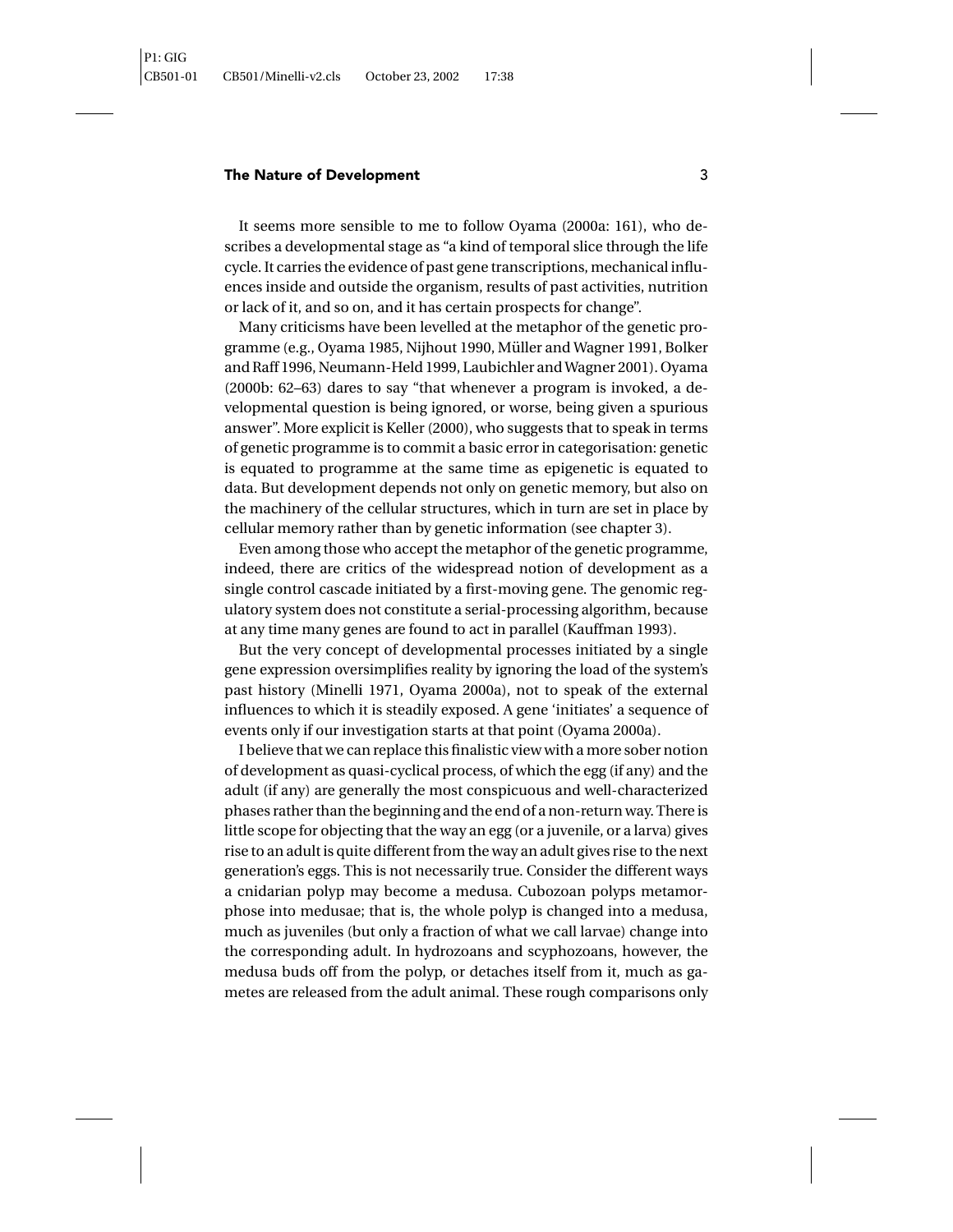It seems more sensible to me to follow Oyama (2000a: 161), who describes a developmental stage as "a kind of temporal slice through the life cycle. It carries the evidence of past gene transcriptions, mechanical influences inside and outside the organism, results of past activities, nutrition or lack of it, and so on, and it has certain prospects for change".

Many criticisms have been levelled at the metaphor of the genetic programme (e.g., Oyama 1985, Nijhout 1990, Müller and Wagner 1991, Bolker and Raff 1996, Neumann-Held 1999, Laubichler and Wagner 2001). Oyama (2000b: 62–63) dares to say "that whenever a program is invoked, a developmental question is being ignored, or worse, being given a spurious answer". More explicit is Keller (2000), who suggests that to speak in terms of genetic programme is to commit a basic error in categorisation: genetic is equated to programme at the same time as epigenetic is equated to data. But development depends not only on genetic memory, but also on the machinery of the cellular structures, which in turn are set in place by cellular memory rather than by genetic information (see chapter 3).

Even among those who accept the metaphor of the genetic programme, indeed, there are critics of the widespread notion of development as a single control cascade initiated by a first-moving gene. The genomic regulatory system does not constitute a serial-processing algorithm, because at any time many genes are found to act in parallel (Kauffman 1993).

But the very concept of developmental processes initiated by a single gene expression oversimplifies reality by ignoring the load of the system's past history (Minelli 1971, Oyama 2000a), not to speak of the external influences to which it is steadily exposed. A gene 'initiates' a sequence of events only if our investigation starts at that point (Oyama 2000a).

I believe that we can replace this finalistic view with a more sober notion of development as quasi-cyclical process, of which the egg (if any) and the adult (if any) are generally the most conspicuous and well-characterized phases rather than the beginning and the end of a non-return way. There is little scope for objecting that the way an egg (or a juvenile, or a larva) gives rise to an adult is quite different from the way an adult gives rise to the next generation's eggs. This is not necessarily true. Consider the different ways a cnidarian polyp may become a medusa. Cubozoan polyps metamorphose into medusae; that is, the whole polyp is changed into a medusa, much as juveniles (but only a fraction of what we call larvae) change into the corresponding adult. In hydrozoans and scyphozoans, however, the medusa buds off from the polyp, or detaches itself from it, much as gametes are released from the adult animal. These rough comparisons only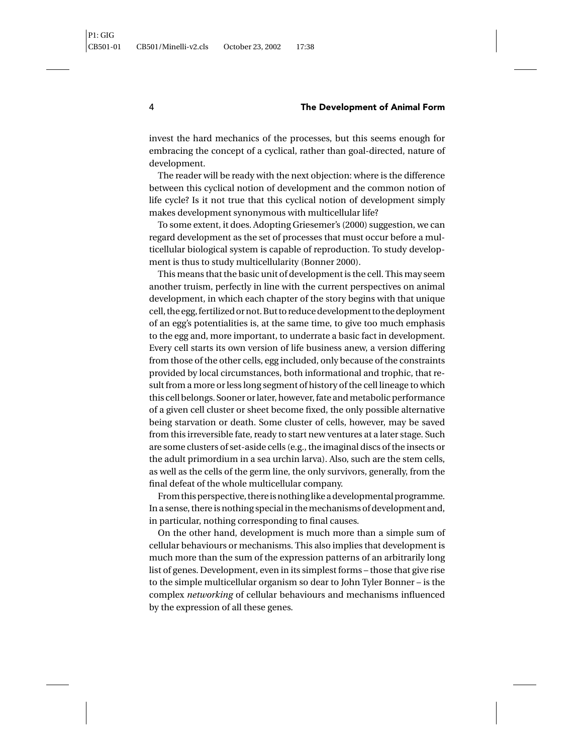invest the hard mechanics of the processes, but this seems enough for embracing the concept of a cyclical, rather than goal-directed, nature of development.

The reader will be ready with the next objection: where is the difference between this cyclical notion of development and the common notion of life cycle? Is it not true that this cyclical notion of development simply makes development synonymous with multicellular life?

To some extent, it does. Adopting Griesemer's (2000) suggestion, we can regard development as the set of processes that must occur before a multicellular biological system is capable of reproduction. To study development is thus to study multicellularity (Bonner 2000).

This means that the basic unit of development is the cell. This may seem another truism, perfectly in line with the current perspectives on animal development, in which each chapter of the story begins with that unique cell, the egg, fertilized or not. But to reduce development to the deployment of an egg's potentialities is, at the same time, to give too much emphasis to the egg and, more important, to underrate a basic fact in development. Every cell starts its own version of life business anew, a version differing from those of the other cells, egg included, only because of the constraints provided by local circumstances, both informational and trophic, that result from a more or less long segment of history of the cell lineage to which this cell belongs. Sooner or later, however, fate and metabolic performance of a given cell cluster or sheet become fixed, the only possible alternative being starvation or death. Some cluster of cells, however, may be saved from this irreversible fate, ready to start new ventures at a later stage. Such are some clusters of set-aside cells (e.g., the imaginal discs of the insects or the adult primordium in a sea urchin larva). Also, such are the stem cells, as well as the cells of the germ line, the only survivors, generally, from the final defeat of the whole multicellular company.

From this perspective, there is nothing like a developmental programme. In a sense, there is nothing special in the mechanisms of development and, in particular, nothing corresponding to final causes.

On the other hand, development is much more than a simple sum of cellular behaviours or mechanisms. This also implies that development is much more than the sum of the expression patterns of an arbitrarily long list of genes. Development, even in its simplest forms – those that give rise to the simple multicellular organism so dear to John Tyler Bonner – is the complex *networking* of cellular behaviours and mechanisms influenced by the expression of all these genes.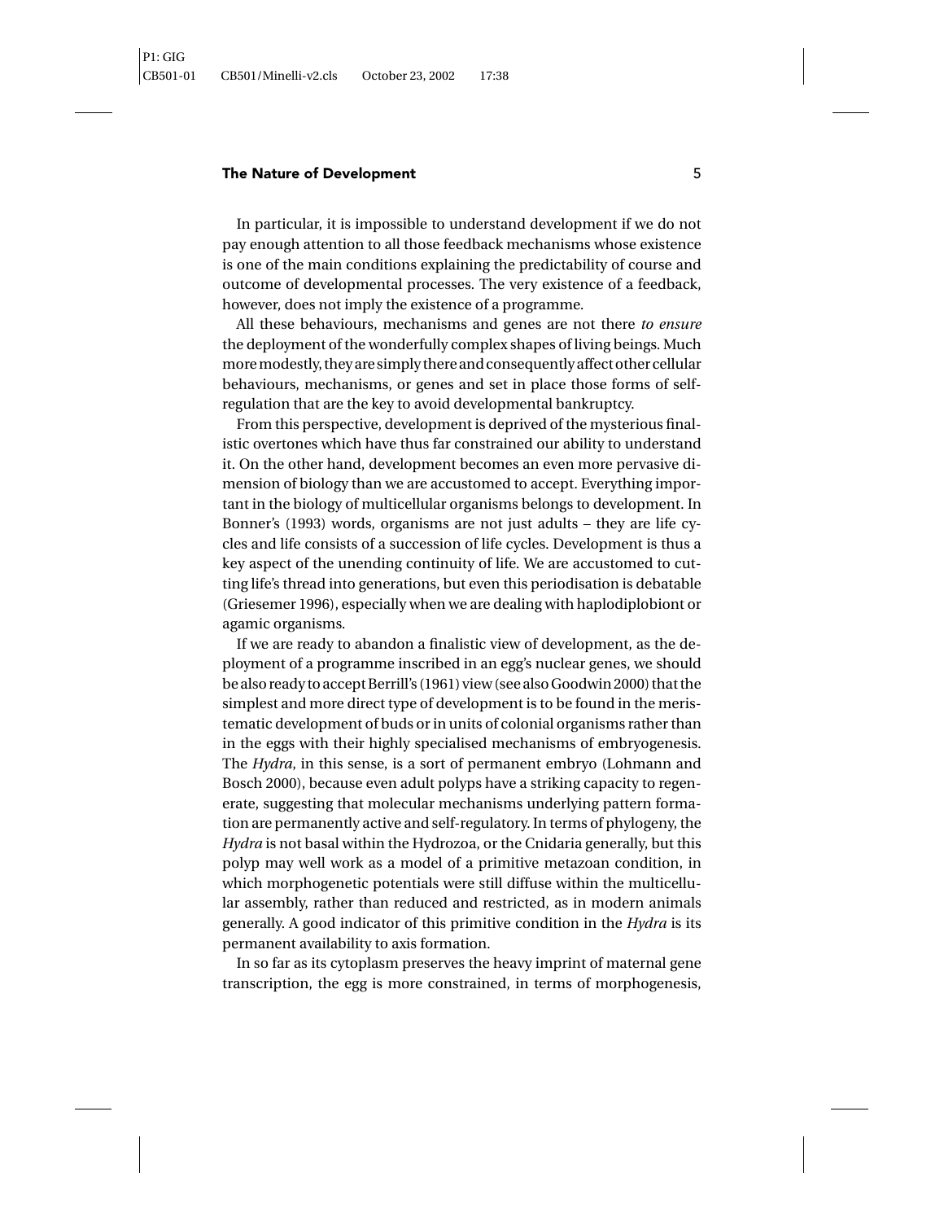In particular, it is impossible to understand development if we do not pay enough attention to all those feedback mechanisms whose existence is one of the main conditions explaining the predictability of course and outcome of developmental processes. The very existence of a feedback, however, does not imply the existence of a programme.

All these behaviours, mechanisms and genes are not there *to ensure* the deployment of the wonderfully complex shapes of living beings. Much more modestly, they are simply there and consequently affect other cellular behaviours, mechanisms, or genes and set in place those forms of self-regulation that are the key to avoid developmental bankruptcy.

From this perspective, development is deprived of the mysterious finalistic overtones which have thus far constrained our ability to understand it. On the other hand, development becomes an even more pervasive dimension of biology than we are accustomed to accept. Everything important in the biology of multicellular organisms belongs to development. In Bonner's (1993) words, organisms are not just adults – they are life cycles and life consists of a succession of life cycles. Development is thus a key aspect of the unending continuity of life. We are accustomed to cutting life's thread into generations, but even this periodisation is debatable (Griesemer 1996), especially when we are dealing with haplodiplobiont or agamic organisms.

If we are ready to abandon a finalistic view of development, as the deployment of a programme inscribed in an egg's nuclear genes, we should be also ready to accept Berrill's (1961) view (see also Goodwin 2000) that the simplest and more direct type of development is to be found in the meristematic development of buds or in units of colonial organisms rather than in the eggs with their highly specialised mechanisms of embryogenesis. The *Hydra*, in this sense, is a sort of permanent embryo (Lohmann and Bosch 2000), because even adult polyps have a striking capacity to regenerate, suggesting that molecular mechanisms underlying pattern formation are permanently active and self-regulatory. In terms of phylogeny, the *Hydra* is not basal within the Hydrozoa, or the Cnidaria generally, but this polyp may well work as a model of a primitive metazoan condition, in which morphogenetic potentials were still diffuse within the multicellular assembly, rather than reduced and restricted, as in modern animals generally. A good indicator of this primitive condition in the *Hydra* is its permanent availability to axis formation.

In so far as its cytoplasm preserves the heavy imprint of maternal gene transcription, the egg is more constrained, in terms of morphogenesis,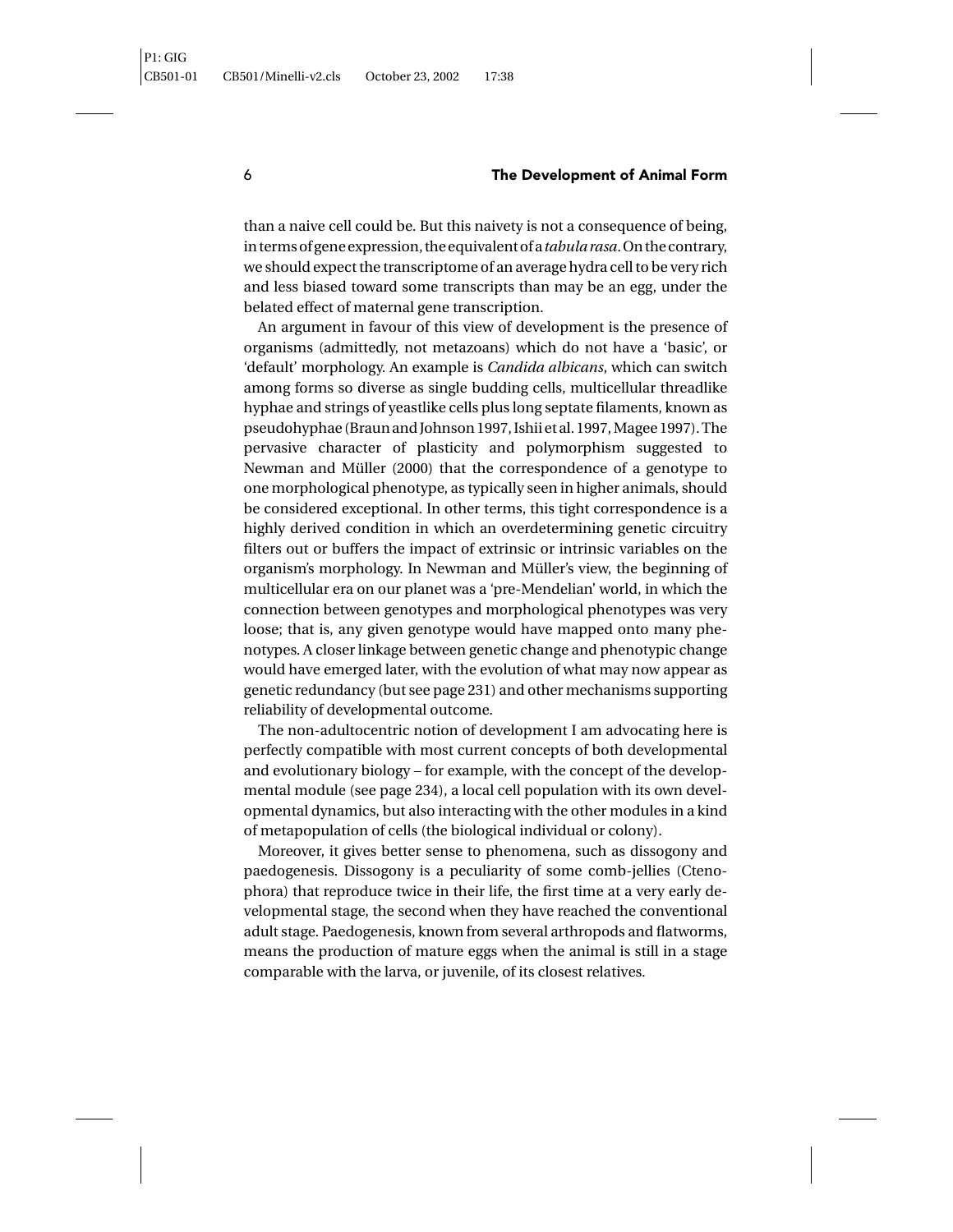than a naive cell could be. But this naivety is not a consequence of being, in terms of gene expression, the equivalent of a *tabula rasa*. On the contrary, we should expect the transcriptome of an average hydra cell to be very rich and less biased toward some transcripts than may be an egg, under the belated effect of maternal gene transcription.

An argument in favour of this view of development is the presence of organisms (admittedly, not metazoans) which do not have a 'basic', or 'default' morphology. An example is *Candida albicans*, which can switch among forms so diverse as single budding cells, multicellular threadlike hyphae and strings of yeastlike cells plus long septate filaments, known as pseudohyphae (Braun and Johnson 1997, Ishii et al. 1997, Magee 1997). The pervasive character of plasticity and polymorphism suggested to Newman and Müller (2000) that the correspondence of a genotype to one morphological phenotype, as typically seen in higher animals, should be considered exceptional. In other terms, this tight correspondence is a highly derived condition in which an overdetermining genetic circuitry filters out or buffers the impact of extrinsic or intrinsic variables on the organism's morphology. In Newman and Müller's view, the beginning of multicellular era on our planet was a 'pre-Mendelian' world, in which the connection between genotypes and morphological phenotypes was very loose; that is, any given genotype would have mapped onto many phenotypes. A closer linkage between genetic change and phenotypic change would have emerged later, with the evolution of what may now appear as genetic redundancy (but see page 231) and other mechanisms supporting reliability of developmental outcome.

The non-adultocentric notion of development I am advocating here is perfectly compatible with most current concepts of both developmental and evolutionary biology – for example, with the concept of the developmental module (see page 234), a local cell population with its own developmental dynamics, but also interacting with the other modules in a kind of metapopulation of cells (the biological individual or colony).

Moreover, it gives better sense to phenomena, such as dissogony and paedogenesis. Dissogony is a peculiarity of some comb-jellies (Ctenophora) that reproduce twice in their life, the first time at a very early developmental stage, the second when they have reached the conventional adult stage. Paedogenesis, known from several arthropods and flatworms, means the production of mature eggs when the animal is still in a stage comparable with the larva, or juvenile, of its closest relatives.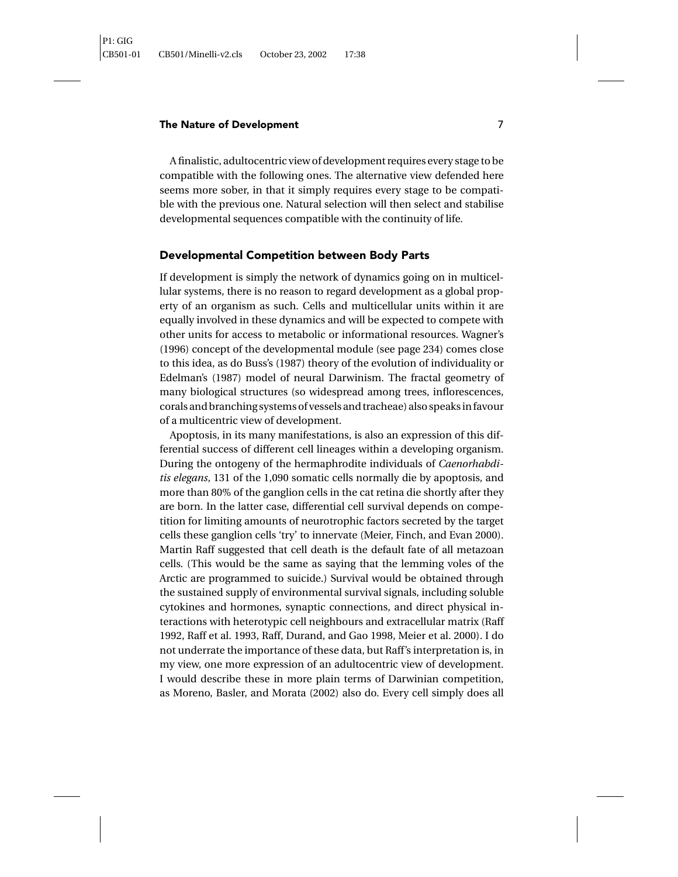A finalistic, adultocentric view of development requires every stage to be compatible with the following ones. The alternative view defended here seems more sober, in that it simply requires every stage to be compatible with the previous one. Natural selection will then select and stabilise developmental sequences compatible with the continuity of life.

## Developmental Competition between Body Parts

If development is simply the network of dynamics going on in multicellular systems, there is no reason to regard development as a global property of an organism as such. Cells and multicellular units within it are equally involved in these dynamics and will be expected to compete with other units for access to metabolic or informational resources. Wagner's (1996) concept of the developmental module (see page 234) comes close to this idea, as do Buss's (1987) theory of the evolution of individuality or Edelman's (1987) model of neural Darwinism. The fractal geometry of many biological structures (so widespread among trees, inflorescences, corals and branching systems of vessels and tracheae) also speaks in favour of a multicentric view of development.

Apoptosis, in its many manifestations, is also an expression of this differential success of different cell lineages within a developing organism. During the ontogeny of the hermaphrodite individuals of *Caenorhabditis elegans*, 131 of the 1,090 somatic cells normally die by apoptosis, and more than 80% of the ganglion cells in the cat retina die shortly after they are born. In the latter case, differential cell survival depends on competition for limiting amounts of neurotrophic factors secreted by the target cells these ganglion cells 'try' to innervate (Meier, Finch, and Evan 2000). Martin Raff suggested that cell death is the default fate of all metazoan cells. (This would be the same as saying that the lemming voles of the Arctic are programmed to suicide.) Survival would be obtained through the sustained supply of environmental survival signals, including soluble cytokines and hormones, synaptic connections, and direct physical interactions with heterotypic cell neighbours and extracellular matrix (Raff 1992, Raff et al. 1993, Raff, Durand, and Gao 1998, Meier et al. 2000). I do not underrate the importance of these data, but Raff's interpretation is, in my view, one more expression of an adultocentric view of development. I would describe these in more plain terms of Darwinian competition, as Moreno, Basler, and Morata (2002) also do. Every cell simply does all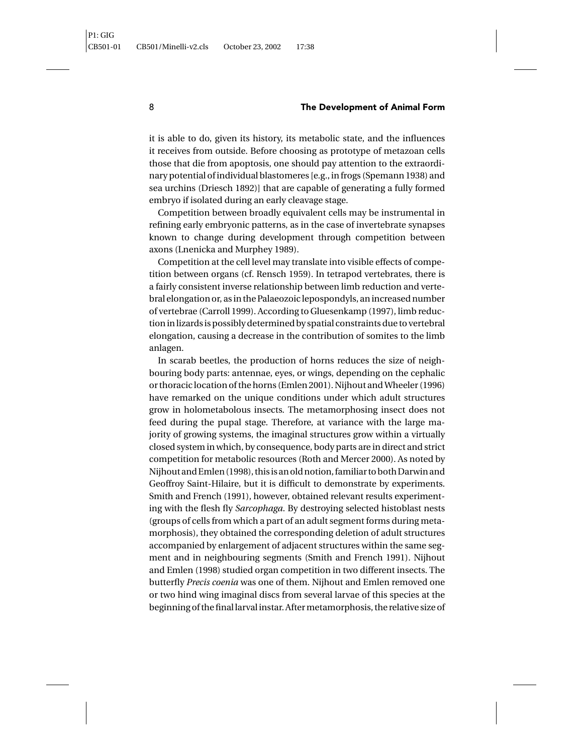it is able to do, given its history, its metabolic state, and the influences it receives from outside. Before choosing as prototype of metazoan cells those that die from apoptosis, one should pay attention to the extraordinary potential of individual blastomeres [e.g., in frogs (Spemann 1938) and sea urchins (Driesch 1892)] that are capable of generating a fully formed embryo if isolated during an early cleavage stage.

Competition between broadly equivalent cells may be instrumental in refining early embryonic patterns, as in the case of invertebrate synapses known to change during development through competition between axons (Lnenicka and Murphey 1989).

Competition at the cell level may translate into visible effects of competition between organs (cf. Rensch 1959). In tetrapod vertebrates, there is a fairly consistent inverse relationship between limb reduction and vertebral elongation or, as in the Palaeozoic lepospondyls, an increased number of vertebrae (Carroll 1999). According to Gluesenkamp (1997), limb reduction in lizards is possibly determined by spatial constraints due to vertebral elongation, causing a decrease in the contribution of somites to the limb anlagen.

In scarab beetles, the production of horns reduces the size of neighbouring body parts: antennae, eyes, or wings, depending on the cephalic or thoracic location of the horns (Emlen 2001). Nijhout and Wheeler (1996) have remarked on the unique conditions under which adult structures grow in holometabolous insects. The metamorphosing insect does not feed during the pupal stage. Therefore, at variance with the large majority of growing systems, the imaginal structures grow within a virtually closed system in which, by consequence, body parts are in direct and strict competition for metabolic resources (Roth and Mercer 2000). As noted by Nijhout and Emlen (1998), this is an old notion, familiar to both Darwin and Geoffroy Saint-Hilaire, but it is difficult to demonstrate by experiments. Smith and French (1991), however, obtained relevant results experimenting with the flesh fly *Sarcophaga*. By destroying selected histoblast nests (groups of cells from which a part of an adult segment forms during metamorphosis), they obtained the corresponding deletion of adult structures accompanied by enlargement of adjacent structures within the same segment and in neighbouring segments (Smith and French 1991). Nijhout and Emlen (1998) studied organ competition in two different insects. The butterfly *Precis coenia* was one of them. Nijhout and Emlen removed one or two hind wing imaginal discs from several larvae of this species at the beginning of the final larval instar. After metamorphosis, the relative size of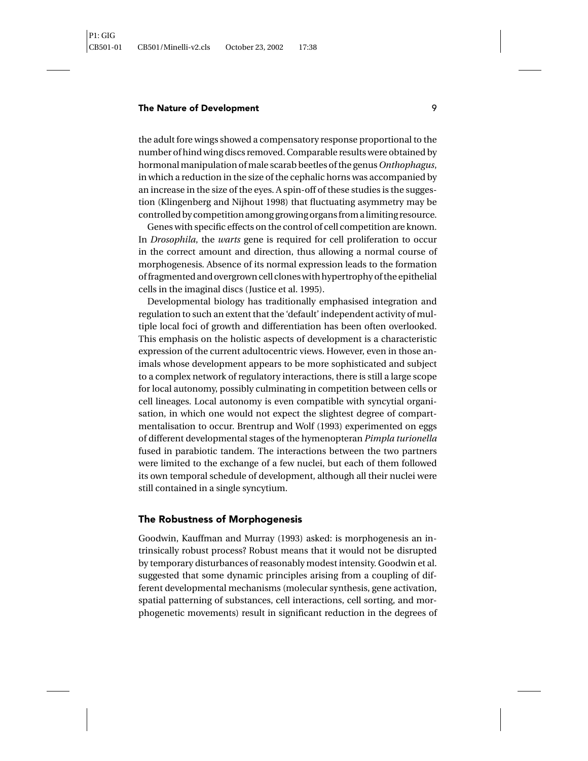the adult fore wings showed a compensatory response proportional to the number of hind wing discs removed. Comparable results were obtained by hormonal manipulation of male scarab beetles of the genus *Onthophagus*, in which a reduction in the size of the cephalic horns was accompanied by an increase in the size of the eyes. A spin-off of these studies is the suggestion (Klingenberg and Nijhout 1998) that fluctuating asymmetry may be controlled by competition among growing organs from a limiting resource.

Genes with specific effects on the control of cell competition are known. In *Drosophila*, the *warts* gene is required for cell proliferation to occur in the correct amount and direction, thus allowing a normal course of morphogenesis. Absence of its normal expression leads to the formation of fragmented and overgrown cell clones with hypertrophy of the epithelial cells in the imaginal discs (Justice et al. 1995).

Developmental biology has traditionally emphasised integration and regulation to such an extent that the 'default' independent activity of multiple local foci of growth and differentiation has been often overlooked. This emphasis on the holistic aspects of development is a characteristic expression of the current adultocentric views. However, even in those animals whose development appears to be more sophisticated and subject to a complex network of regulatory interactions, there is still a large scope for local autonomy, possibly culminating in competition between cells or cell lineages. Local autonomy is even compatible with syncytial organisation, in which one would not expect the slightest degree of compartmentalisation to occur. Brentrup and Wolf (1993) experimented on eggs of different developmental stages of the hymenopteran *Pimpla turionella* fused in parabiotic tandem. The interactions between the two partners were limited to the exchange of a few nuclei, but each of them followed its own temporal schedule of development, although all their nuclei were still contained in a single syncytium.

## The Robustness of Morphogenesis

Goodwin, Kauffman and Murray (1993) asked: is morphogenesis an intrinsically robust process? Robust means that it would not be disrupted by temporary disturbances of reasonably modest intensity. Goodwin et al. suggested that some dynamic principles arising from a coupling of different developmental mechanisms (molecular synthesis, gene activation, spatial patterning of substances, cell interactions, cell sorting, and morphogenetic movements) result in significant reduction in the degrees of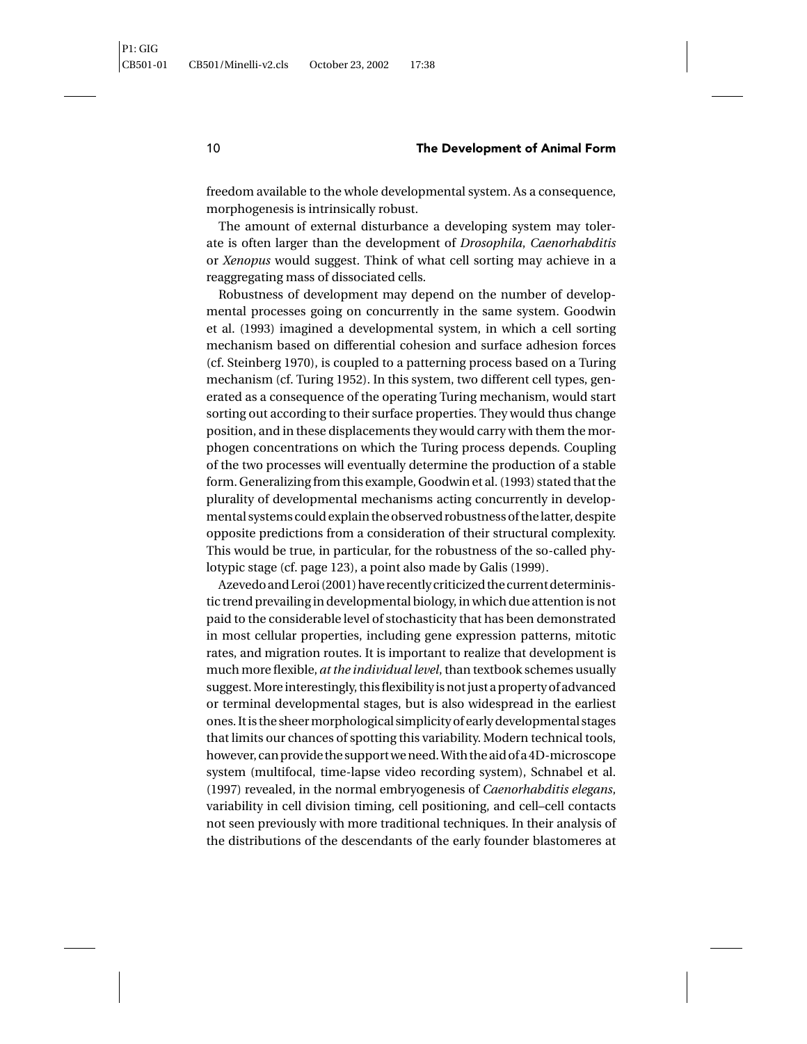freedom available to the whole developmental system. As a consequence, morphogenesis is intrinsically robust.

The amount of external disturbance a developing system may tolerate is often larger than the development of *Drosophila*, *Caenorhabditis* or *Xenopus* would suggest. Think of what cell sorting may achieve in a reaggregating mass of dissociated cells.

Robustness of development may depend on the number of developmental processes going on concurrently in the same system. Goodwin et al. (1993) imagined a developmental system, in which a cell sorting mechanism based on differential cohesion and surface adhesion forces (cf. Steinberg 1970), is coupled to a patterning process based on a Turing mechanism (cf. Turing 1952). In this system, two different cell types, generated as a consequence of the operating Turing mechanism, would start sorting out according to their surface properties. They would thus change position, and in these displacements they would carry with them the morphogen concentrations on which the Turing process depends. Coupling of the two processes will eventually determine the production of a stable form. Generalizing from this example, Goodwin et al. (1993) stated that the plurality of developmental mechanisms acting concurrently in developmental systems could explain the observed robustness of the latter, despite opposite predictions from a consideration of their structural complexity. This would be true, in particular, for the robustness of the so-called phylotypic stage (cf. page 123), a point also made by Galis (1999).

Azevedo and Leroi (2001) have recently criticized the current deterministic trend prevailing in developmental biology, in which due attention is not paid to the considerable level of stochasticity that has been demonstrated in most cellular properties, including gene expression patterns, mitotic rates, and migration routes. It is important to realize that development is much more flexible, *at the individual level*, than textbook schemes usually suggest. More interestingly, this flexibility is not just a property of advanced or terminal developmental stages, but is also widespread in the earliest ones. It is the sheer morphological simplicity of early developmental stages that limits our chances of spotting this variability. Modern technical tools, however, can provide the support we need. With the aid of a 4D-microscope system (multifocal, time-lapse video recording system), Schnabel et al. (1997) revealed, in the normal embryogenesis of *Caenorhabditis elegans*, variability in cell division timing, cell positioning, and cell–cell contacts not seen previously with more traditional techniques. In their analysis of the distributions of the descendants of the early founder blastomeres at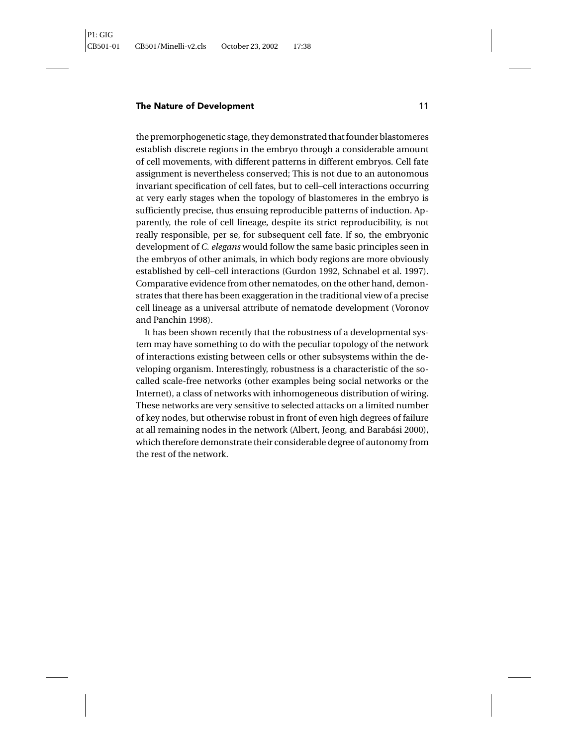the premorphogenetic stage, they demonstrated that founder blastomeres establish discrete regions in the embryo through a considerable amount of cell movements, with different patterns in different embryos. Cell fate assignment is nevertheless conserved; This is not due to an autonomous invariant specification of cell fates, but to cell–cell interactions occurring at very early stages when the topology of blastomeres in the embryo is sufficiently precise, thus ensuing reproducible patterns of induction. Apparently, the role of cell lineage, despite its strict reproducibility, is not really responsible, per se, for subsequent cell fate. If so, the embryonic development of *C. elegans* would follow the same basic principles seen in the embryos of other animals, in which body regions are more obviously established by cell–cell interactions (Gurdon 1992, Schnabel et al. 1997). Comparative evidence from other nematodes, on the other hand, demonstrates that there has been exaggeration in the traditional view of a precise cell lineage as a universal attribute of nematode development (Voronov and Panchin 1998).

It has been shown recently that the robustness of a developmental system may have something to do with the peculiar topology of the network of interactions existing between cells or other subsystems within the developing organism. Interestingly, robustness is a characteristic of the so-called scale-free networks (other examples being social networks or the Internet), a class of networks with inhomogeneous distribution of wiring. These networks are very sensitive to selected attacks on a limited number of key nodes, but otherwise robust in front of even high degrees of failure at all remaining nodes in the network (Albert, Jeong, and Barabási 2000), which therefore demonstrate their considerable degree of autonomy from the rest of the network.